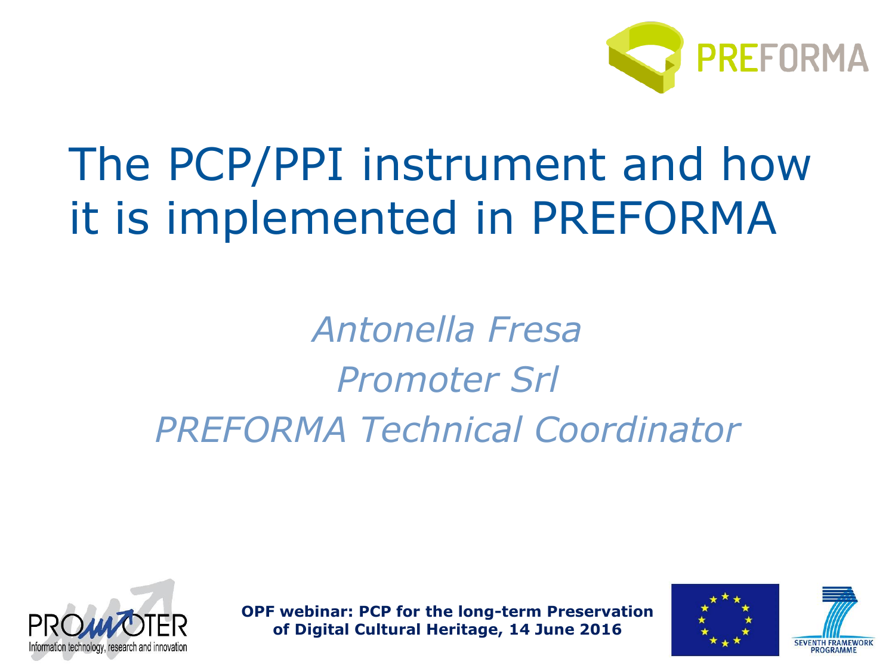# The PCP/PPI instrument and how it is implemented in PREFORMA

*Antonella Fresa*

*Promoter Srl*

*PREFORMA Technical Coordinator*

**OPF webinar: PCP for the long-term Preservation of Digital Cultural Heritage, 14 June 2016**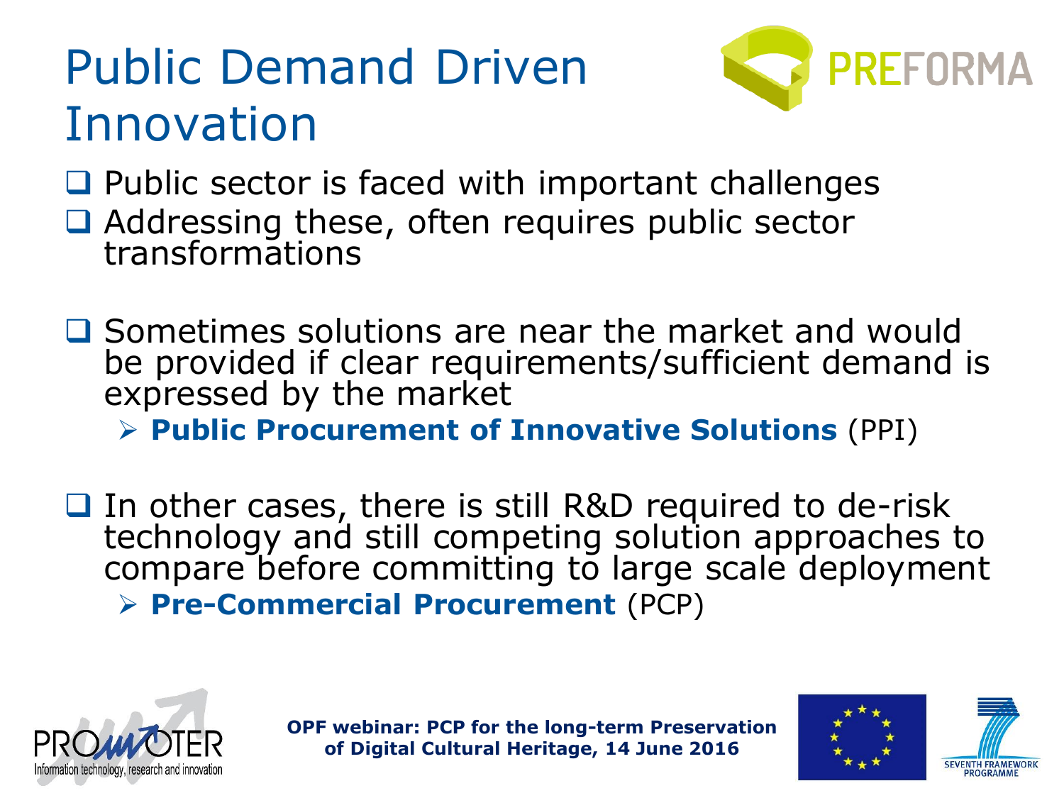# Public Demand Driven Innovation

- Public sector is faced with important challenges
- Addressing these, often requires public sector transformations

- Sometimes solutions are near the market and would be provided if clear requirements/sufficient demand is expressed by the market
  - **Public Procurement of Innovative Solutions** (PPI)

- In other cases, there is still R&D required to de-risk technology and still competing solution approaches to compare before committing to large scale deployment
  - **Pre-Commercial Procurement** (PCP)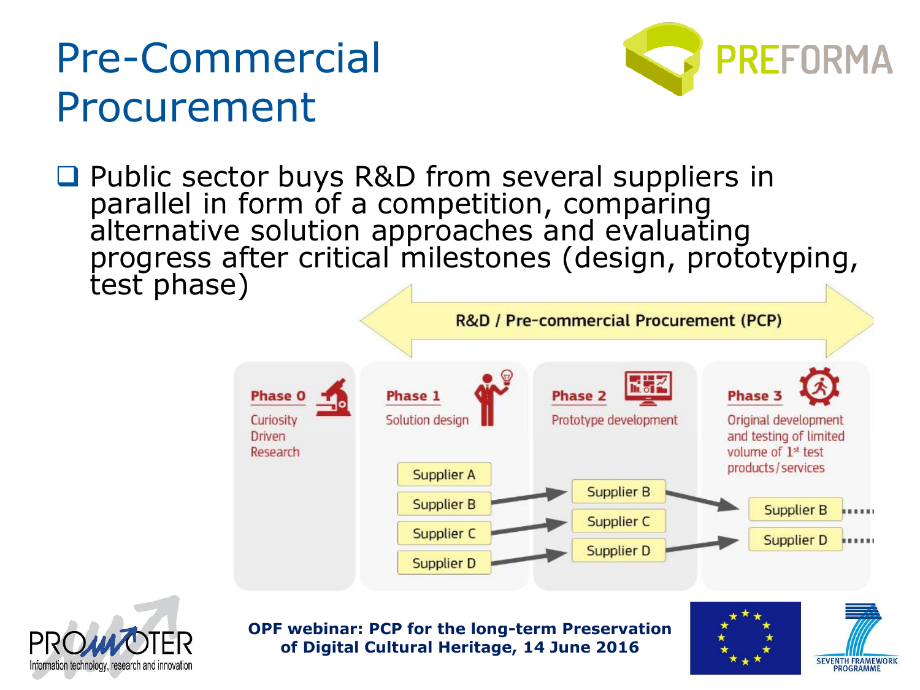# Pre-Commercial Procurement

- Public sector buys R&D from several suppliers in parallel in form of a competition, comparing alternative solution approaches and evaluating progress after critical milestones (design, prototyping, test phase)

**R&D / Pre-commercial Procurement (PCP)**

| Phase 0 | Phase 1 | Phase 2 | Phase 3 |
| --- | --- | --- | --- |
| Curiosity Driven Research | Solution design | Prototype development | Original development and testing of limited volume of 1st test products/services |
| | Supplier A | | |
| | Supplier B | Supplier B | Supplier B |
| | Supplier C | Supplier C | |
| | Supplier D | Supplier D | Supplier D |

**OPF webinar: PCP for the long-term Preservation of Digital Cultural Heritage, 14 June 2016**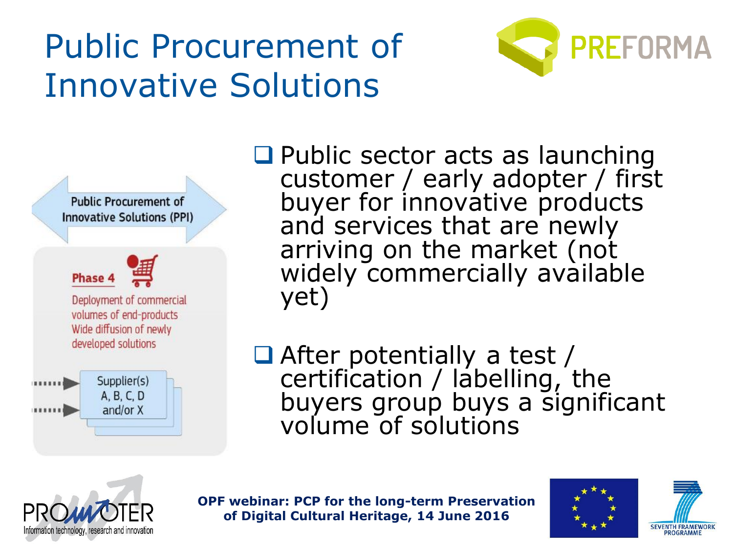# Public Procurement of Innovative Solutions

Public Procurement of Innovative Solutions (PPI)

**Phase 4**

Deployment of commercial volumes of end-products
Wide diffusion of newly developed solutions

Supplier(s) A, B, C, D and/or X

- Public sector acts as launching customer / early adopter / first buyer for innovative products and services that are newly arriving on the market (not widely commercially available yet)
- After potentially a test / certification / labelling, the buyers group buys a significant volume of solutions

**OPF webinar: PCP for the long-term Preservation of Digital Cultural Heritage, 14 June 2016**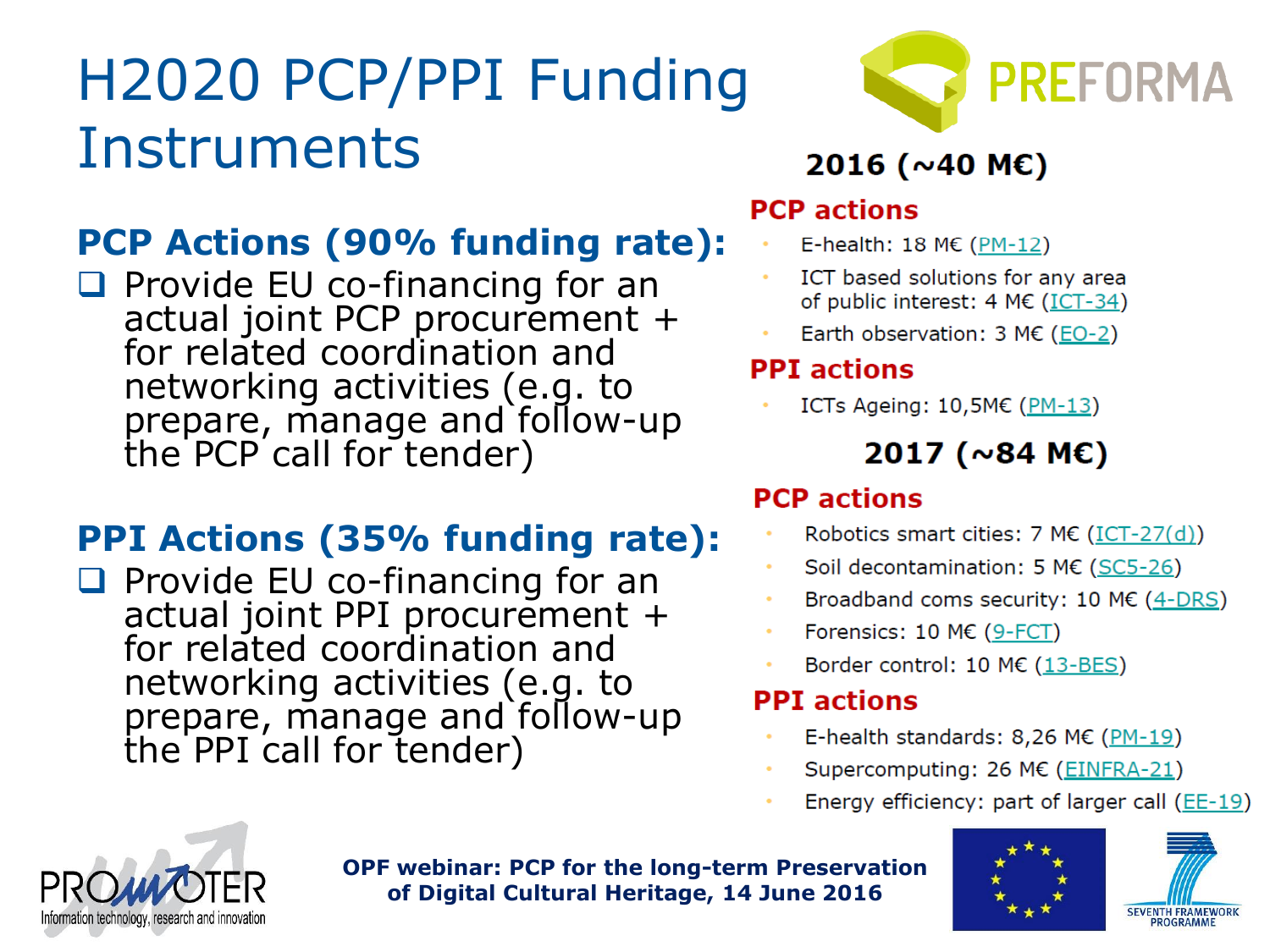# H2020 PCP/PPI Funding Instruments

## PCP Actions (90% funding rate):

- Provide EU co-financing for an actual joint PCP procurement + for related coordination and networking activities (e.g. to prepare, manage and follow-up the PCP call for tender)

## PPI Actions (35% funding rate):

- Provide EU co-financing for an actual joint PPI procurement + for related coordination and networking activities (e.g. to prepare, manage and follow-up the PPI call for tender)

PREFORMA

### 2016 (~40 M€)

**PCP actions**

- E-health: 18 M€ (PM-12)
- ICT based solutions for any area of public interest: 4 M€ (ICT-34)
- Earth observation: 3 M€ (EO-2)

**PPI actions**

- ICTs Ageing: 10,5M€ (PM-13)

### 2017 (~84 M€)

**PCP actions**

- Robotics smart cities: 7 M€ (ICT-27(d))
- Soil decontamination: 5 M€ (SC5-26)
- Broadband coms security: 10 M€ (4-DRS)
- Forensics: 10 M€ (9-FCT)
- Border control: 10 M€ (13-BES)

**PPI actions**

- E-health standards: 8,26 M€ (PM-19)
- Supercomputing: 26 M€ (EINFRA-21)
- Energy efficiency: part of larger call (EE-19)

PROMOTER Information technology, research and innovation

**OPF webinar: PCP for the long-term Preservation of Digital Cultural Heritage, 14 June 2016**

SEVENTH FRAMEWORK PROGRAMME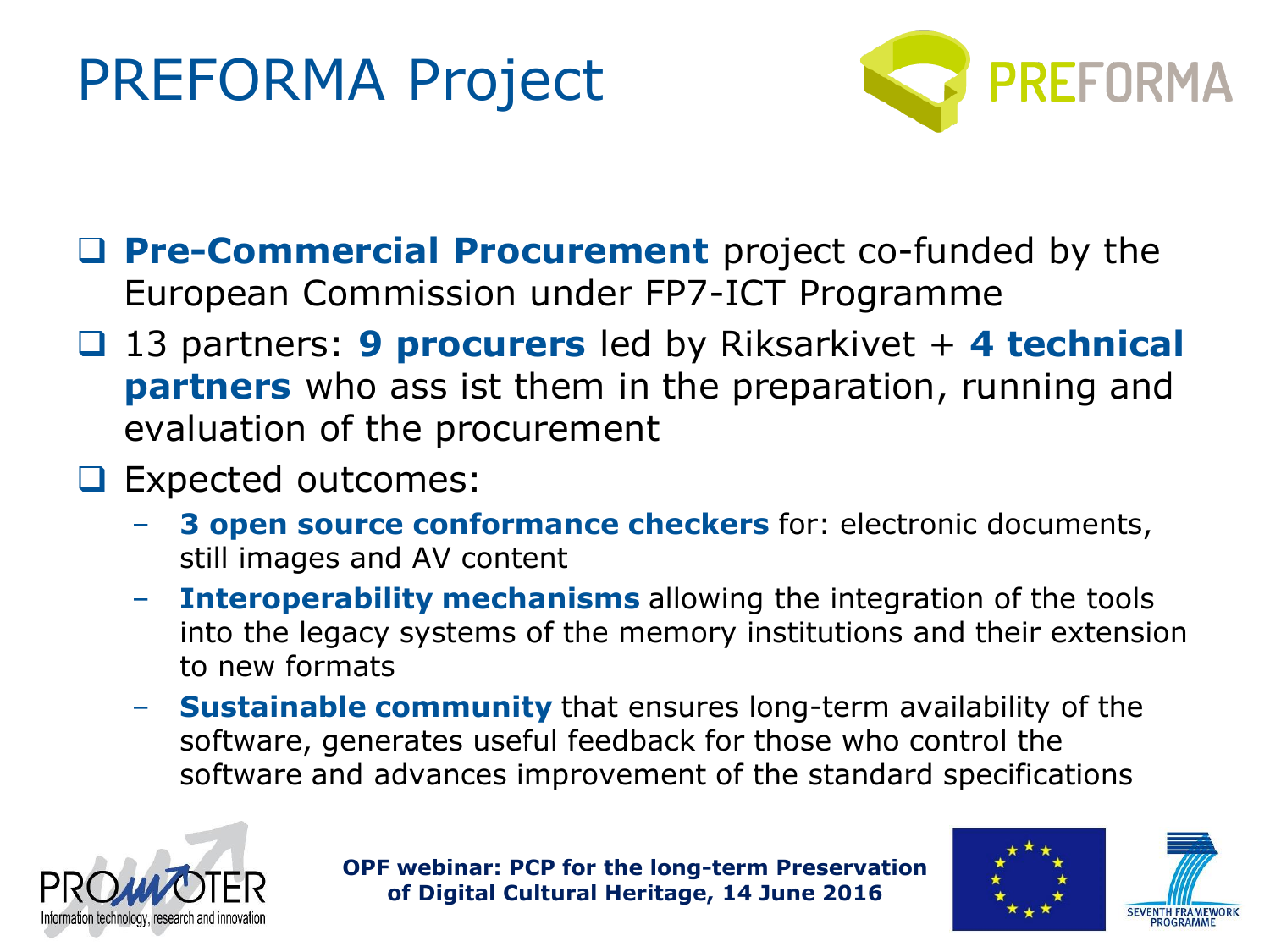# PREFORMA Project

- **Pre-Commercial Procurement** project co-funded by the European Commission under FP7-ICT Programme
- 13 partners: **9 procurers** led by Riksarkivet + **4 technical partners** who ass ist them in the preparation, running and evaluation of the procurement
- Expected outcomes:
  - **3 open source conformance checkers** for: electronic documents, still images and AV content
  - **Interoperability mechanisms** allowing the integration of the tools into the legacy systems of the memory institutions and their extension to new formats
  - **Sustainable community** that ensures long-term availability of the software, generates useful feedback for those who control the software and advances improvement of the standard specifications

**OPF webinar: PCP for the long-term Preservation of Digital Cultural Heritage, 14 June 2016**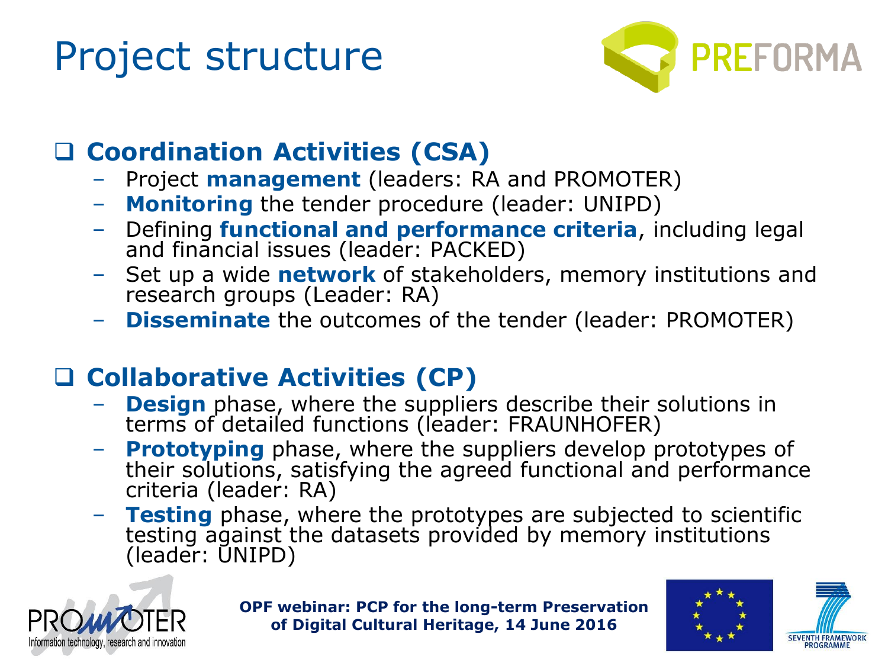# Project structure

## Coordination Activities (CSA)

- Project **management** (leaders: RA and PROMOTER)
- **Monitoring** the tender procedure (leader: UNIPD)
- Defining **functional and performance criteria**, including legal and financial issues (leader: PACKED)
- Set up a wide **network** of stakeholders, memory institutions and research groups (Leader: RA)
- **Disseminate** the outcomes of the tender (leader: PROMOTER)

## Collaborative Activities (CP)

- **Design** phase, where the suppliers describe their solutions in terms of detailed functions (leader: FRAUNHOFER)
- **Prototyping** phase, where the suppliers develop prototypes of their solutions, satisfying the agreed functional and performance criteria (leader: RA)
- **Testing** phase, where the prototypes are subjected to scientific testing against the datasets provided by memory institutions (leader: UNIPD)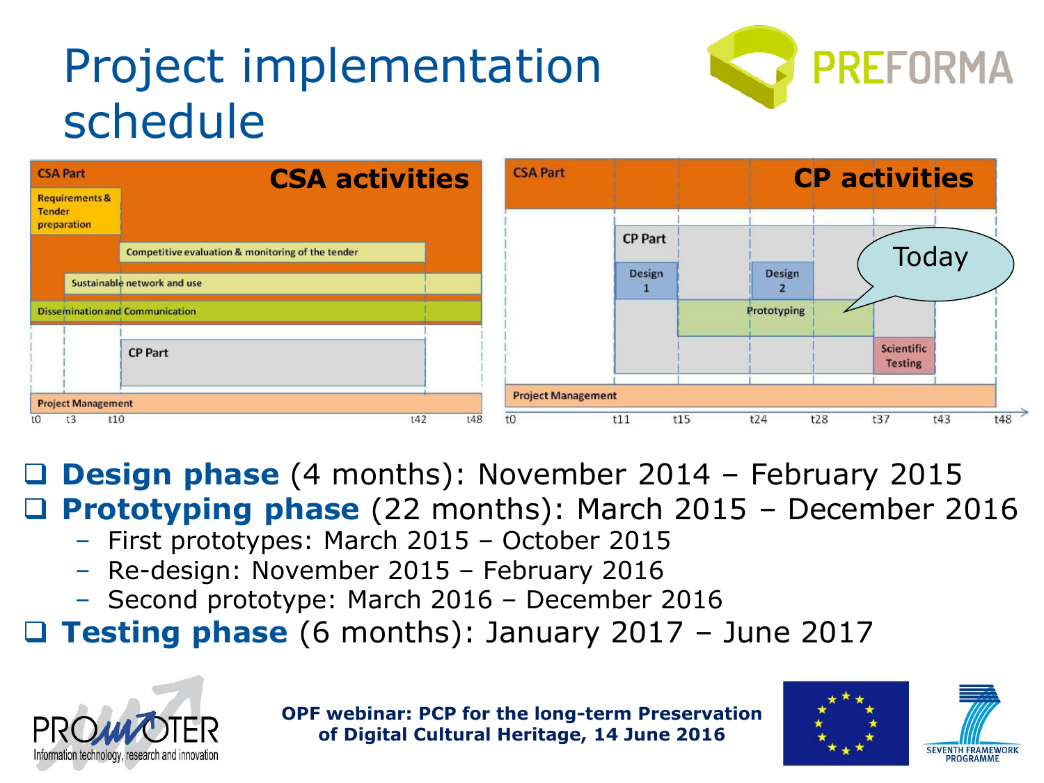# Project implementation schedule

**CSA activities**

- CSA Part
- Requirements & Tender preparation
- Competitive evaluation & monitoring of the tender
- Sustainable network and use
- Dissemination and Communication
- CP Part
- Project Management

t0 t3 t10 t42 t48

**CP activities**

- CSA Part
- CP Part
- Design 1
- Design 2
- Prototyping
- Scientific Testing
- Today
- Project Management

t0 t11 t15 t24 t28 t37 t43 t48

- **Design phase** (4 months): November 2014 – February 2015
- **Prototyping phase** (22 months): March 2015 – December 2016
  - First prototypes: March 2015 – October 2015
  - Re-design: November 2015 – February 2016
  - Second prototype: March 2016 – December 2016
- **Testing phase** (6 months): January 2017 – June 2017

**OPF webinar: PCP for the long-term Preservation of Digital Cultural Heritage, 14 June 2016**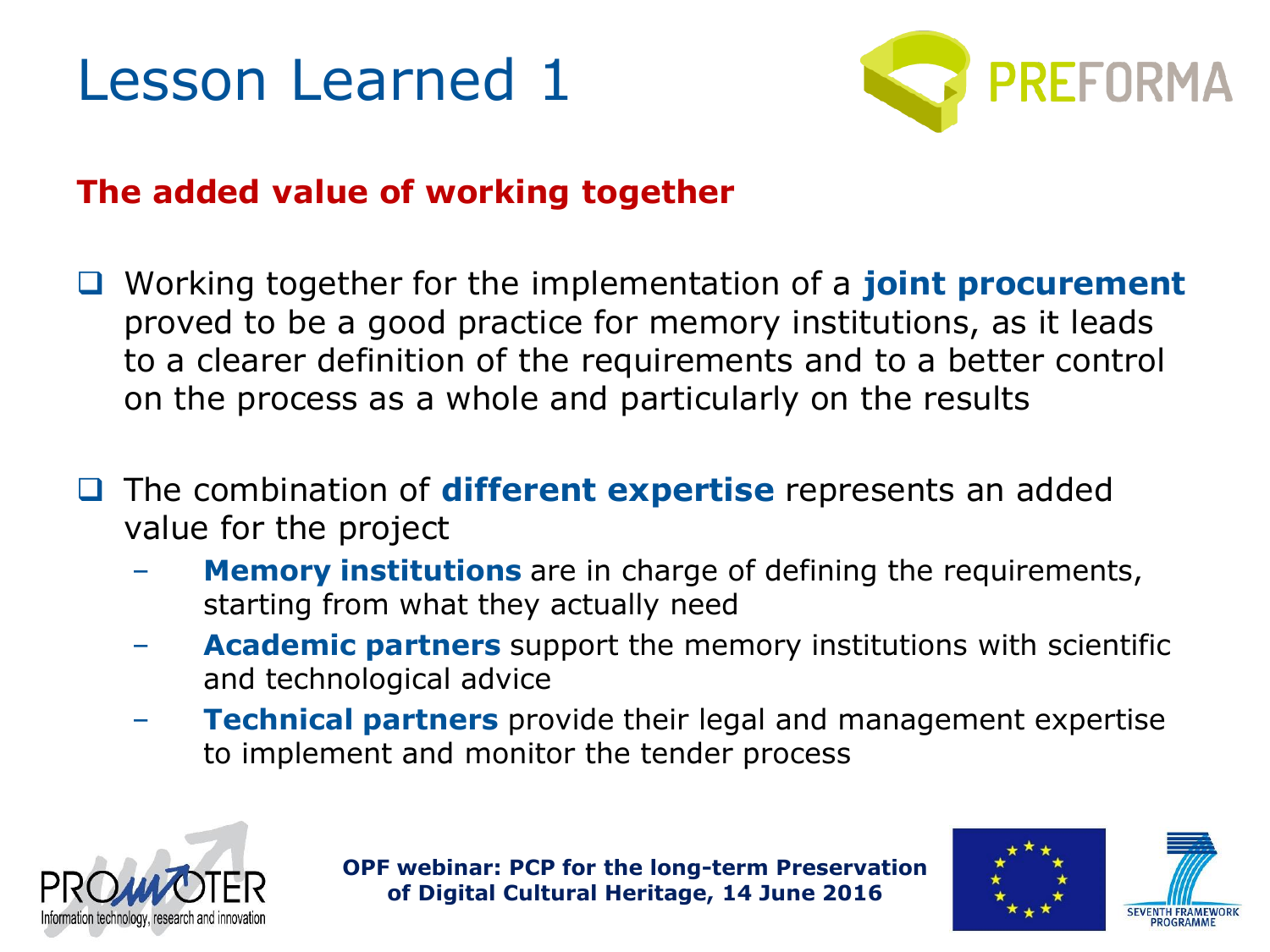# Lesson Learned 1

**The added value of working together**

- Working together for the implementation of a **joint procurement** proved to be a good practice for memory institutions, as it leads to a clearer definition of the requirements and to a better control on the process as a whole and particularly on the results

- The combination of **different expertise** represents an added value for the project
  - **Memory institutions** are in charge of defining the requirements, starting from what they actually need
  - **Academic partners** support the memory institutions with scientific and technological advice
  - **Technical partners** provide their legal and management expertise to implement and monitor the tender process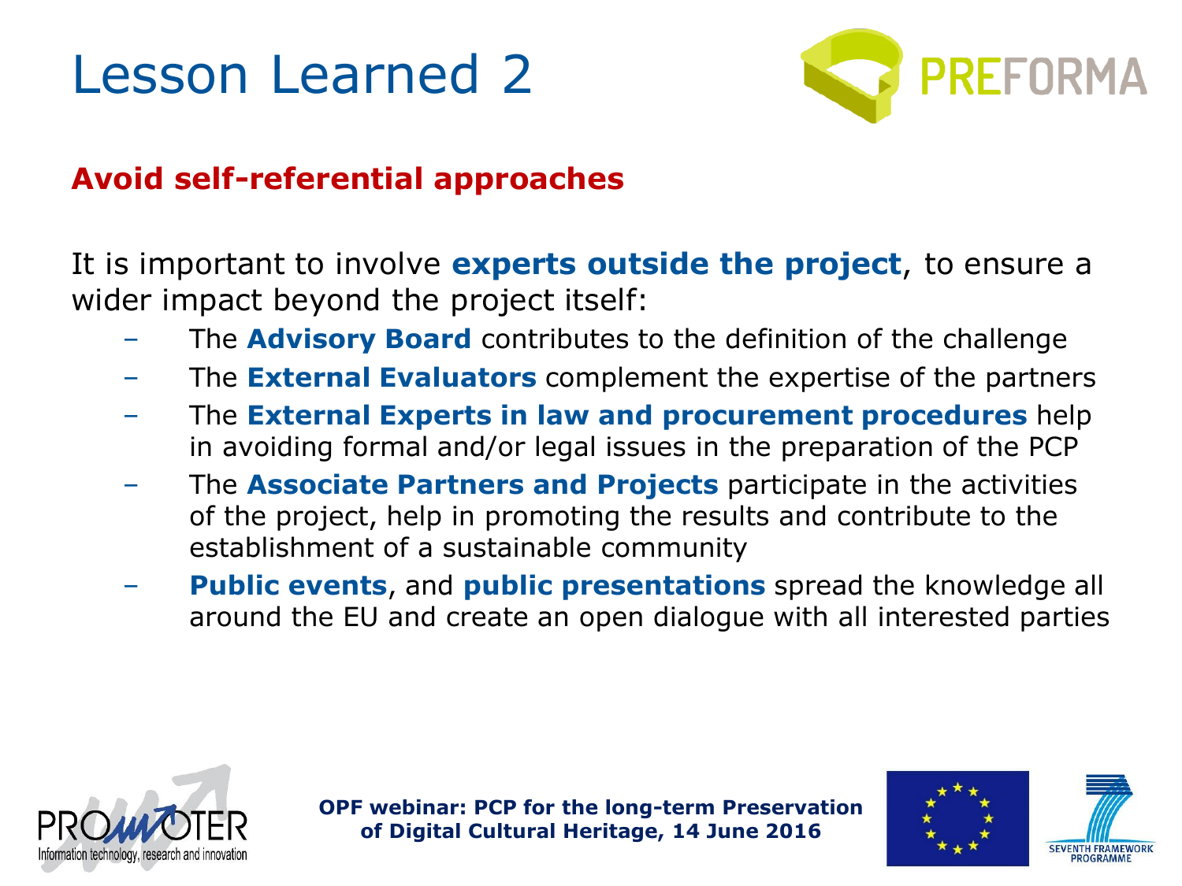# Lesson Learned 2

**Avoid self-referential approaches**

It is important to involve **experts outside the project**, to ensure a wider impact beyond the project itself:

- The **Advisory Board** contributes to the definition of the challenge
- The **External Evaluators** complement the expertise of the partners
- The **External Experts in law and procurement procedures** help in avoiding formal and/or legal issues in the preparation of the PCP
- The **Associate Partners and Projects** participate in the activities of the project, help in promoting the results and contribute to the establishment of a sustainable community
- **Public events**, and **public presentations** spread the knowledge all around the EU and create an open dialogue with all interested parties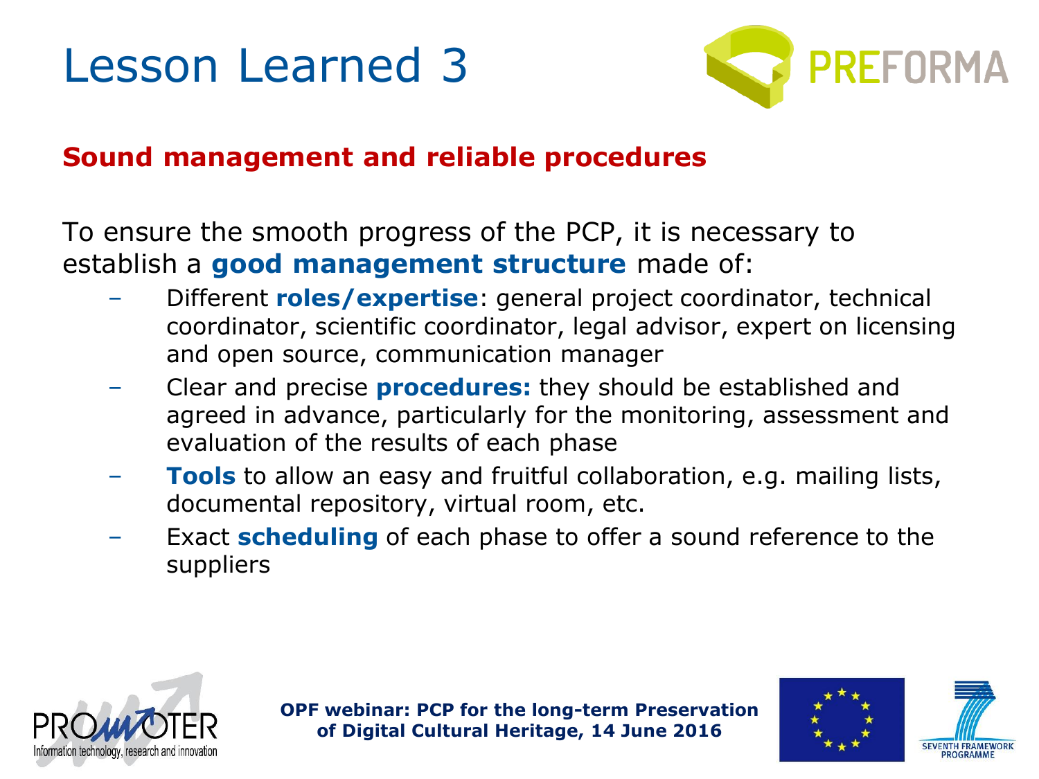# Lesson Learned 3

## Sound management and reliable procedures

To ensure the smooth progress of the PCP, it is necessary to establish a **good management structure** made of:

- Different **roles/expertise**: general project coordinator, technical coordinator, scientific coordinator, legal advisor, expert on licensing and open source, communication manager
- Clear and precise **procedures:** they should be established and agreed in advance, particularly for the monitoring, assessment and evaluation of the results of each phase
- **Tools** to allow an easy and fruitful collaboration, e.g. mailing lists, documental repository, virtual room, etc.
- Exact **scheduling** of each phase to offer a sound reference to the suppliers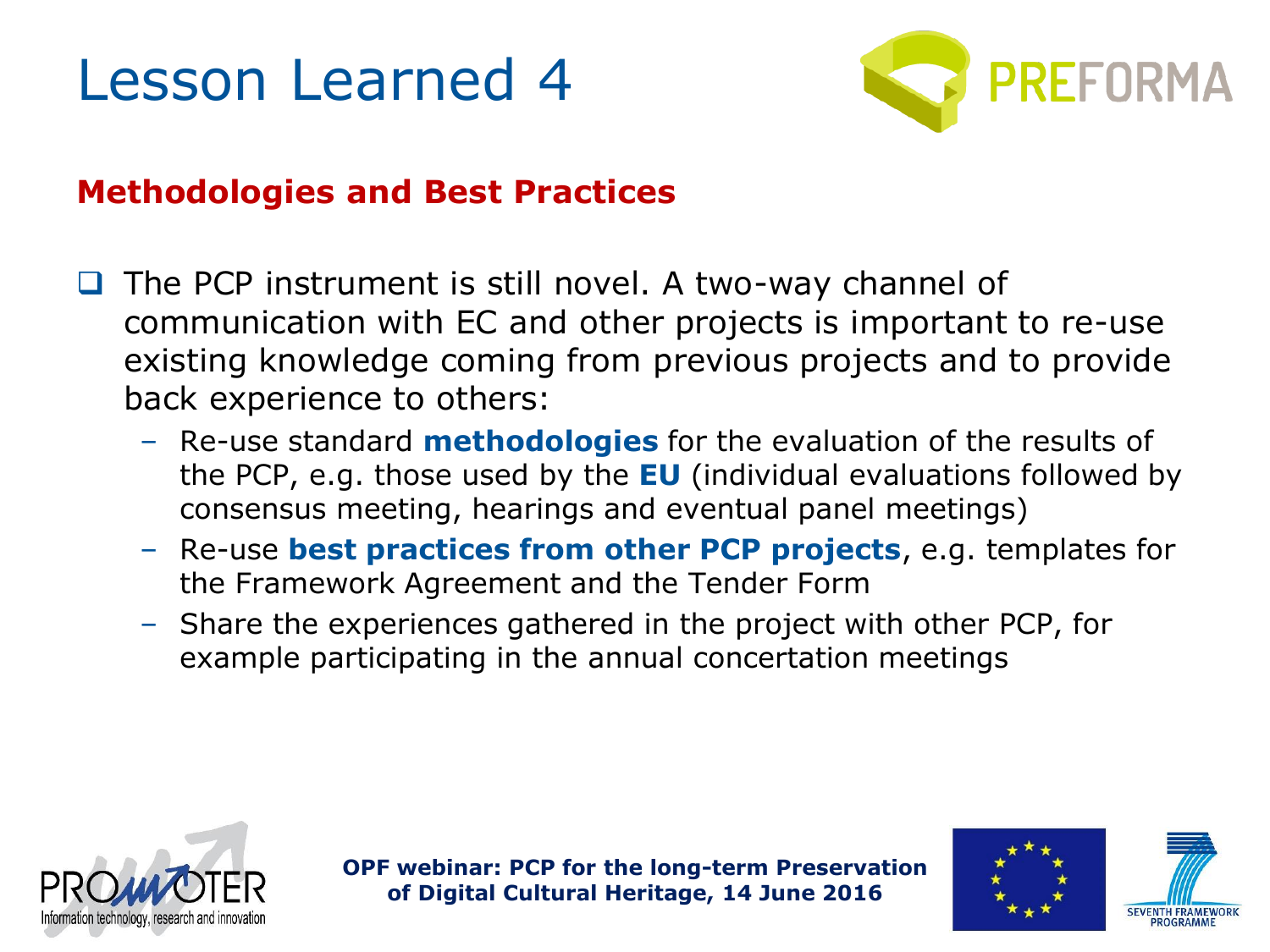# Lesson Learned 4

## Methodologies and Best Practices

- The PCP instrument is still novel. A two-way channel of communication with EC and other projects is important to re-use existing knowledge coming from previous projects and to provide back experience to others:
  - Re-use standard **methodologies** for the evaluation of the results of the PCP, e.g. those used by the **EU** (individual evaluations followed by consensus meeting, hearings and eventual panel meetings)
  - Re-use **best practices from other PCP projects**, e.g. templates for the Framework Agreement and the Tender Form
  - Share the experiences gathered in the project with other PCP, for example participating in the annual concertation meetings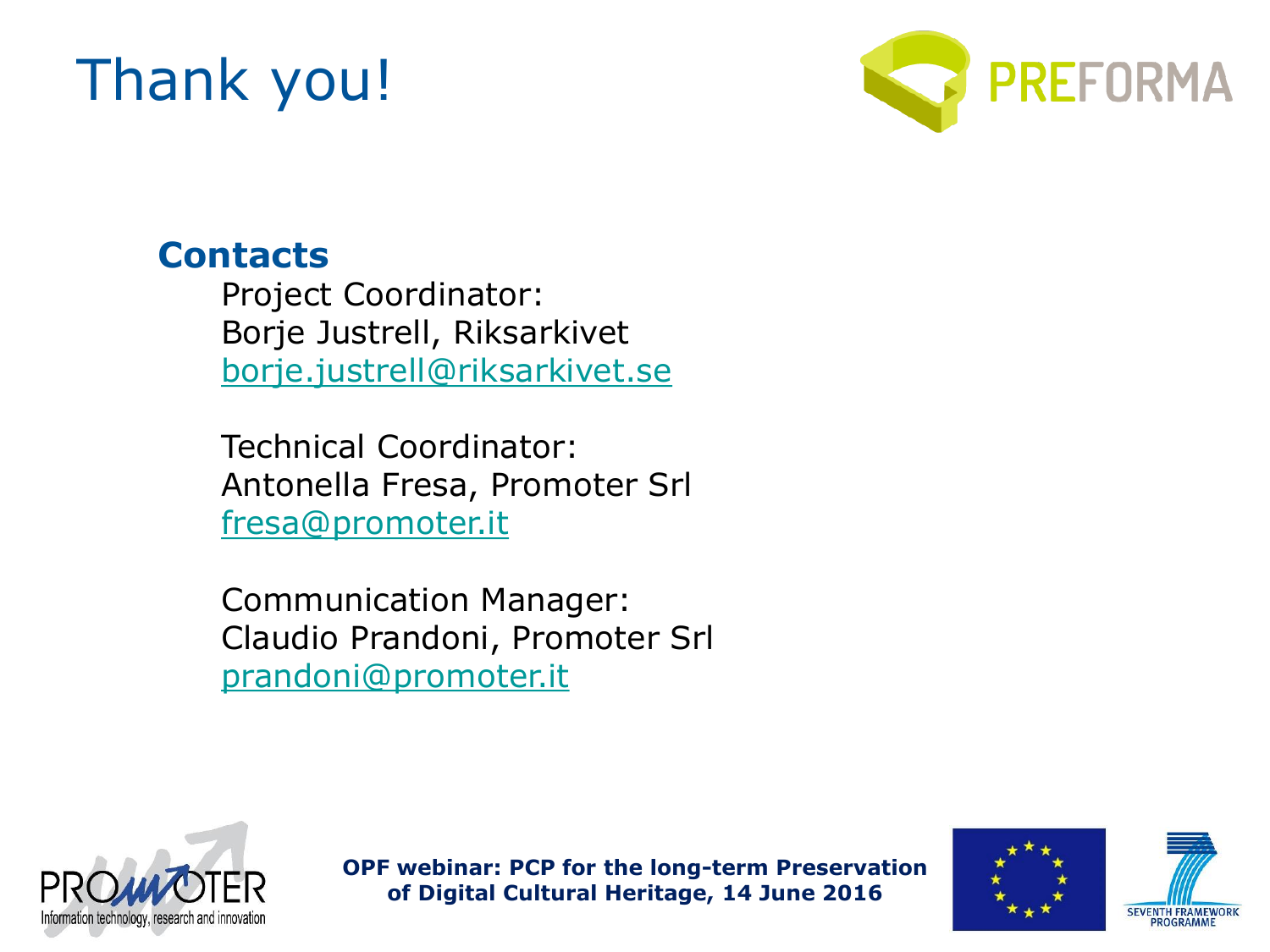# Thank you!

PREFORMA

## Contacts

Project Coordinator:
Borje Justrell, Riksarkivet
borje.justrell@riksarkivet.se

Technical Coordinator:
Antonella Fresa, Promoter Srl
fresa@promoter.it

Communication Manager:
Claudio Prandoni, Promoter Srl
prandoni@promoter.it

PROMOTER
Information technology, research and innovation

**OPF webinar: PCP for the long-term Preservation of Digital Cultural Heritage, 14 June 2016**

SEVENTH FRAMEWORK PROGRAMME